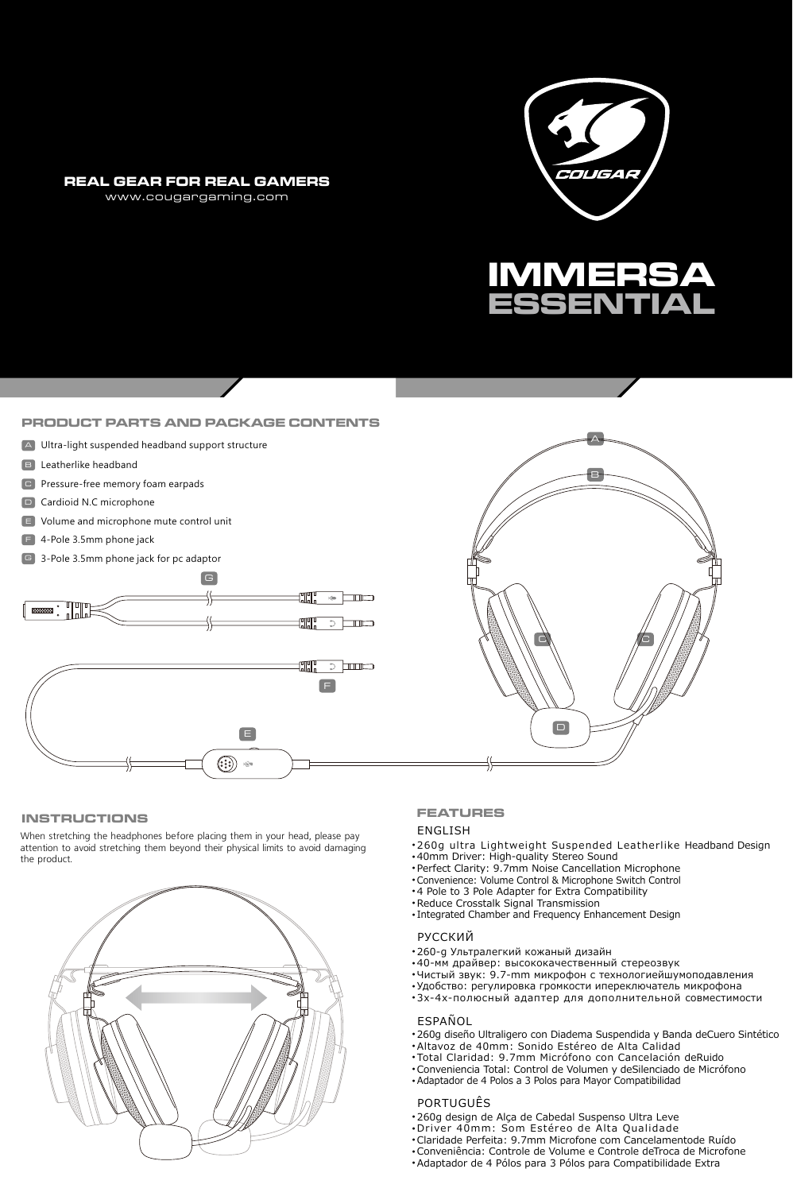**REAL GEAR FOR REAL GAMERS**
www.cougargaming.com

COUGAR

# IMMERSA ESSENTIAL

## PRODUCT PARTS AND PACKAGE CONTENTS

- A Ultra-light suspended headband support structure
- B Leatherlike headband
- C Pressure-free memory foam earpads
- D Cardioid N.C microphone
- E Volume and microphone mute control unit
- F 4-Pole 3.5mm phone jack
- G 3-Pole 3.5mm phone jack for pc adaptor

## INSTRUCTIONS

When stretching the headphones before placing them in your head, please pay attention to avoid stretching them beyond their physical limits to avoid damaging the product.

## FEATURES

### ENGLISH

- 260g ultra Lightweight Suspended Leatherlike Headband Design
- 40mm Driver: High-quality Stereo Sound
- Perfect Clarity: 9.7mm Noise Cancellation Microphone
- Convenience: Volume Control & Microphone Switch Control
- 4 Pole to 3 Pole Adapter for Extra Compatibility
- Reduce Crosstalk Signal Transmission
- Integrated Chamber and Frequency Enhancement Design

### РУССКИЙ

- 260-g Ультралегкий кожаный дизайн
- 40-мм драйвер: высококачественный стереозвук
- Чистый звук: 9.7-mm микрофон с технологиейшумоподавления
- Удобство: регулировка громкости ипереключатель микрофона
- 3х-4х-полюсный адаптер для дополнительной совместимости

### ESPAÑOL

- 260g diseño Ultraligero con Diadema Suspendida y Banda deCuero Sintético
- Altavoz de 40mm: Sonido Estéreo de Alta Calidad
- Total Claridad: 9.7mm Micrófono con Cancelación deRuido
- Conveniencia Total: Control de Volumen y deSilenciado de Micrófono
- Adaptador de 4 Polos a 3 Polos para Mayor Compatibilidad

### PORTUGUÊS

- 260g design de Alça de Cabedal Suspenso Ultra Leve
- Driver 40mm: Som Estéreo de Alta Qualidade
- Claridade Perfeita: 9.7mm Microfone com Cancelamentode Ruído
- Conveniência: Controle de Volume e Controle deTroca de Microfone
- Adaptador de 4 Pólos para 3 Pólos para Compatibilidade Extra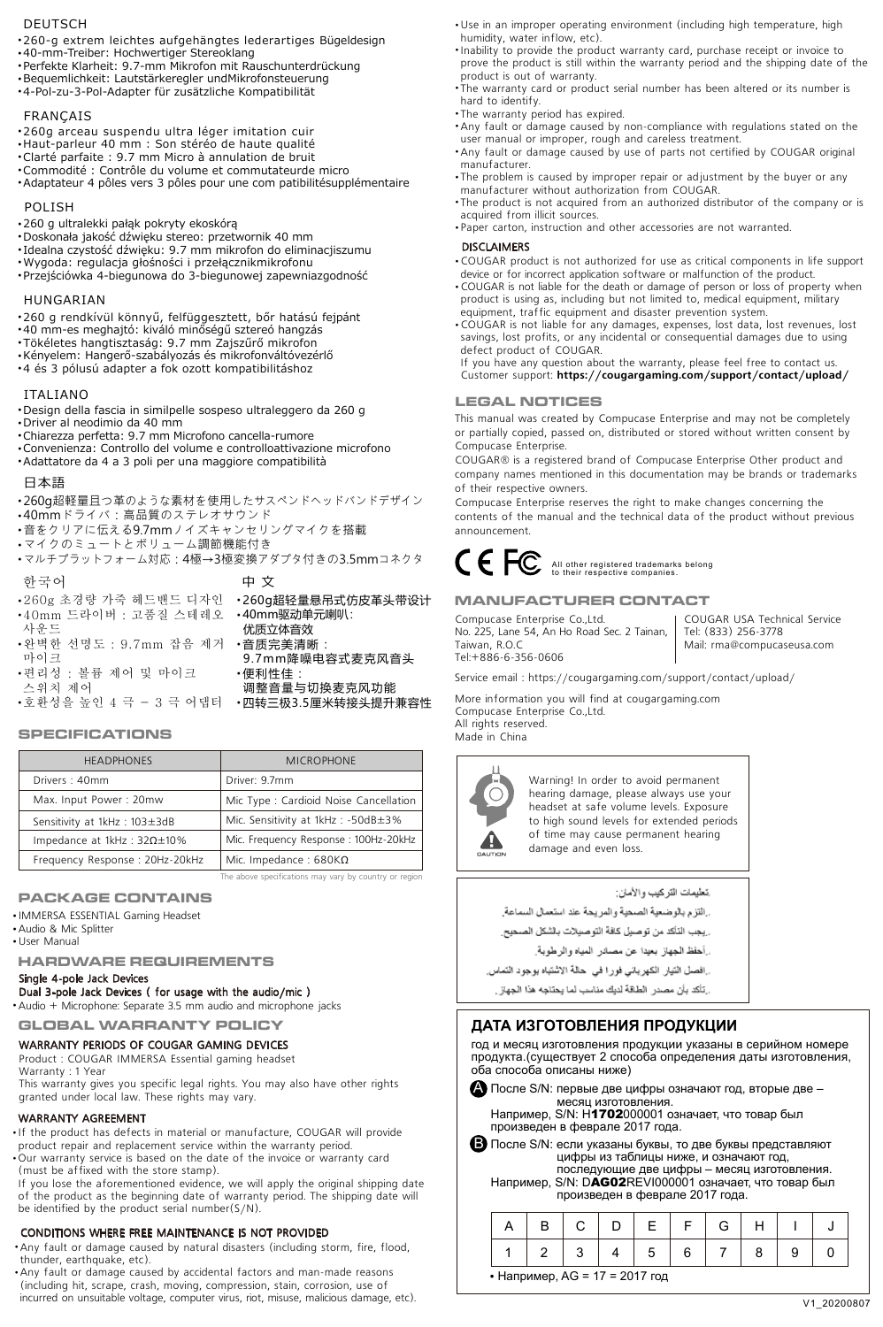## DEUTSCH

- 260-g extrem leichtes aufgehängtes lederartiges Bügeldesign
- 40-mm-Treiber: Hochwertiger Stereoklang
- Perfekte Klarheit: 9.7-mm Mikrofon mit Rauschunterdrückung
- Bequemlichkeit: Lautstärkeregler undMikrofonsteuerung
- 4-Pol-zu-3-Pol-Adapter für zusätzliche Kompatibilität

## FRANÇAIS

- 260g arceau suspendu ultra léger imitation cuir
- Haut-parleur 40 mm : Son stéréo de haute qualité
- Clarté parfaite : 9.7 mm Micro à annulation de bruit
- Commodité : Contrôle du volume et commutateurde micro
- Adaptateur 4 pôles vers 3 pôles pour une com patibilitésupplémentaire

## POLISH

- 260 g ultralekki pałąk pokryty ekoskórą
- Doskonała jakość dźwięku stereo: przetwornik 40 mm
- Idealna czystość dźwięku: 9.7 mm mikrofon do eliminacjiszumu
- Wygoda: regulacja głośności i przełącznikmikrofonu
- Przejściówka 4-biegunowa do 3-biegunowej zapewniazgodność

## HUNGARIAN

- 260 g rendkívül könnyű, felfüggesztett, bőr hatású fejpánt
- 40 mm-es meghajtó: kiváló minőségű sztereó hangzás
- Tökéletes hangtisztaság: 9.7 mm Zajszűrő mikrofon
- Kényelem: Hangerő-szabályozás és mikrofonváltóvezérlő
- 4 és 3 pólusú adapter a fok ozott kompatibilitáshoz

## ITALIANO

- Design della fascia in similpelle sospeso ultraleggero da 260 g
- Driver al neodimio da 40 mm
- Chiarezza perfetta: 9.7 mm Microfono cancella-rumore
- Convenienza: Controllo del volume e controlloattivazione microfono
- Adattatore da 4 a 3 poli per una maggiore compatibilità

## 日本語

- 260g超軽量且つ革のような素材を使用したサスペンドヘッドバンドデザイン
- 40mmドライバ：高品質のステレオサウンド
- 音をクリアに伝える9.7mmノイズキャンセリングマイクを搭載
- マイクのミュートとボリューム調節機能付き
- マルチプラットフォーム対応：4極→3極変換アダプタ付きの3.5mmコネクタ

## 한국어

- 260g 초경량 가죽 헤드밴드 디자인
- 40mm 드라이버 : 고품질 스테레오 사운드
- 완벽한 선명도 : 9.7mm 잡음 제거 마이크
- 편리성 : 볼륨 제어 및 마이크 스위치 제어
- 호환성을 높인 4 극 – 3 극 어댑터

## 中 文

- 260g超轻量悬吊式仿皮革头带设计
- 40mm驱动单元喇叭：优质立体音效
- 音质完美清晰：9.7mm降噪电容式麦克风音头
- 便利性佳：调整音量与切换麦克风功能
- 四转三极3.5厘米转接头提升兼容性

## SPECIFICATIONS

| HEADPHONES | MICROPHONE |
|---|---|
| Drivers : 40mm | Driver: 9.7mm |
| Max. Input Power : 20mw | Mic Type : Cardioid Noise Cancellation |
| Sensitivity at 1kHz : 103±3dB | Mic. Sensitivity at 1kHz : -50dB±3% |
| Impedance at 1kHz : 32Ω±10% | Mic. Frequency Response : 100Hz-20kHz |
| Frequency Response : 20Hz-20kHz | Mic. Impedance : 680KΩ |

The above specifications may vary by country or region

## PACKAGE CONTAINS

- IMMERSA ESSENTIAL Gaming Headset
- Audio & Mic Splitter
- User Manual

## HARDWARE REQUIREMENTS

**Single 4-pole Jack Devices**

**Dual 3-pole Jack Devices ( for usage with the audio/mic )**

- Audio + Microphone: Separate 3.5 mm audio and microphone jacks

## GLOBAL WARRANTY POLICY

### WARRANTY PERIODS OF COUGAR GAMING DEVICES

Product : COUGAR IMMERSA Essential gaming headset
Warranty : 1 Year
This warranty gives you specific legal rights. You may also have other rights granted under local law. These rights may vary.

### WARRANTY AGREEMENT

- If the product has defects in material or manufacture, COUGAR will provide product repair and replacement service within the warranty period.
- Our warranty service is based on the date of the invoice or warranty card (must be affixed with the store stamp).
  If you lose the aforementioned evidence, we will apply the original shipping date of the product as the beginning date of warranty period. The shipping date will be identified by the product serial number(S/N).

### CONDITIONS WHERE FREE MAINTENANCE IS NOT PROVIDED

- Any fault or damage caused by natural disasters (including storm, fire, flood, thunder, earthquake, etc).
- Any fault or damage caused by accidental factors and man-made reasons (including hit, scrape, crash, moving, compression, stain, corrosion, use of incurred on unsuitable voltage, computer virus, riot, misuse, malicious damage, etc).
- Use in an improper operating environment (including high temperature, high humidity, water inflow, etc).
- Inability to provide the product warranty card, purchase receipt or invoice to prove the product is still within the warranty period and the shipping date of the product is out of warranty.
- The warranty card or product serial number has been altered or its number is hard to identify.
- The warranty period has expired.
- Any fault or damage caused by non-compliance with regulations stated on the user manual or improper, rough and careless treatment.
- Any fault or damage caused by use of parts not certified by COUGAR original manufacturer.
- The problem is caused by improper repair or adjustment by the buyer or any manufacturer without authorization from COUGAR.
- The product is not acquired from an authorized distributor of the company or is acquired from illicit sources.
- Paper carton, instruction and other accessories are not warranted.

### DISCLAIMERS

- COUGAR product is not authorized for use as critical components in life support device or for incorrect application software or malfunction of the product.
- COUGAR is not liable for the death or damage of person or loss of property when product is using as, including but not limited to, medical equipment, military equipment, traffic equipment and disaster prevention system.
- COUGAR is not liable for any damages, expenses, lost data, lost revenues, lost savings, lost profits, or any incidental or consequential damages due to using defect product of COUGAR.
  If you have any question about the warranty, please feel free to contact us.
  Customer support: **https://cougargaming.com/support/contact/upload/**

## LEGAL NOTICES

This manual was created by Compucase Enterprise and may not be completely or partially copied, passed on, distributed or stored without written consent by Compucase Enterprise.
COUGAR® is a registered brand of Compucase Enterprise Other product and company names mentioned in this documentation may be brands or trademarks of their respective owners.
Compucase Enterprise reserves the right to make changes concerning the contents of the manual and the technical data of the product without previous announcement.

CE FC All other registered trademarks belong to their respective companies.

## MANUFACTURER CONTACT

Compucase Enterprise Co.,Ltd.
No. 225, Lane 54, An Ho Road Sec. 2 Tainan, Taiwan, R.O.C
Tel:+886-6-356-0606

COUGAR USA Technical Service
Tel: (833) 256-3778
Mail: rma@compucaseusa.com

Service email : https://cougargaming.com/support/contact/upload/

More information you will find at cougargaming.com
Compucase Enterprise Co.,Ltd.
All rights reserved.
Made in China

CAUTION

Warning! In order to avoid permanent hearing damage, please always use your headset at safe volume levels. Exposure to high sound levels for extended periods of time may cause permanent hearing damage and even loss.

تعليمات التركيب والأمان:
.التزم بالوضعية الصحية والمريحة عند استعمال السماعة.
.يجب التأكد من توصيل كافة التوصيلات بالشكل الصحيح.
.أحفظ الجهاز بعيدا عن مصادر المياه والرطوبة.
.افصل التيار الكهربائي فورا في حالة الاشتباه بوجود التماس.
.تأكد بأن مصدر الطاقة لديك مناسب لما يحتاجه هذا الجهاز.

## ДАТА ИЗГОТОВЛЕНИЯ ПРОДУКЦИИ

год и месяц изготовления продукции указаны в серийном номере продукта.(существует 2 способа определения даты изготовления, оба способа описаны ниже)

**A** После S/N: первые две цифры означают год, вторые две – месяц изготовления.
Например, S/N: H**1702**000001 означает, что товар был произведен в феврале 2017 года.

**B** После S/N: если указаны буквы, то две буквы представляют цифры из таблицы ниже, и означают год, последующие две цифры – месяц изготовления.
Например, S/N: D**AG02**REVI000001 означает что товар был произведен в феврале 2017 года.

| A | B | C | D | E | F | G | H | I | J |
|---|---|---|---|---|---|---|---|---|---|
| 1 | 2 | 3 | 4 | 5 | 6 | 7 | 8 | 9 | 0 |

- Например, AG = 17 = 2017 год

V1_20200807